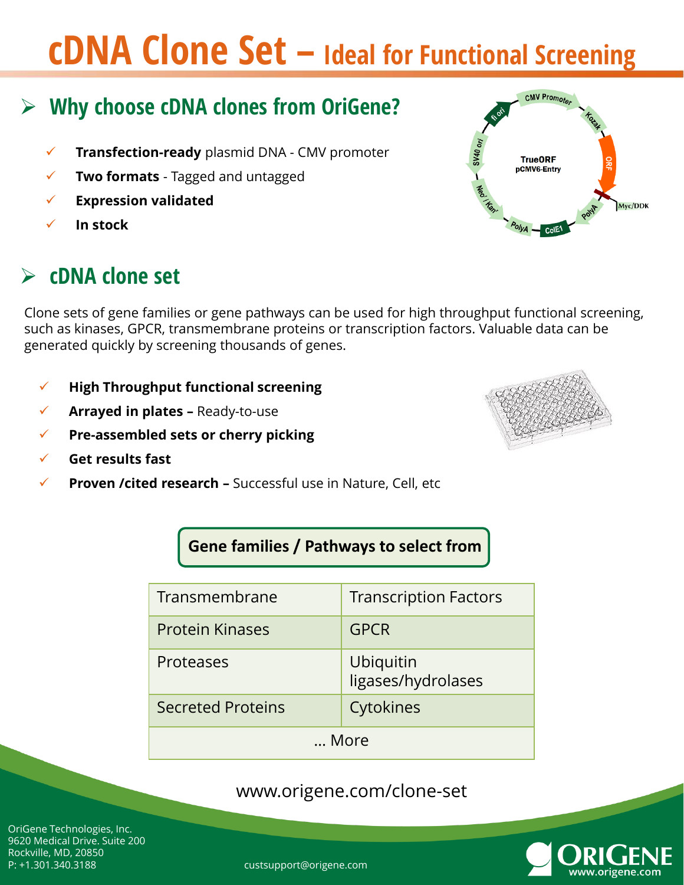# cDNA Clone Set – Ideal for Functional Screening

## Why choose cDNA clones from OriGene?

- ✓ **Transfection-ready** plasmid DNA - CMV promoter
- ✓ **Two formats** - Tagged and untagged
- ✓ **Expression validated**
- ✓ **In stock**

## cDNA clone set

Clone sets of gene families or gene pathways can be used for high throughput functional screening, such as kinases, GPCR, transmembrane proteins or transcription factors. Valuable data can be generated quickly by screening thousands of genes.

- ✓ **High Throughput functional screening**
- ✓ **Arrayed in plates –** Ready-to-use
- ✓ **Pre-assembled sets or cherry picking**
- ✓ **Get results fast**
- ✓ **Proven /cited research –** Successful use in Nature, Cell, etc

**Gene families / Pathways to select from**

| | |
|---|---|
| Transmembrane | Transcription Factors |
| Protein Kinases | GPCR |
| Proteases | Ubiquitin ligases/hydrolases |
| Secreted Proteins | Cytokines |
| … More | |

www.origene.com/clone-set

OriGene Technologies, Inc.
9620 Medical Drive. Suite 200
Rockville, MD, 20850
P: +1.301.340.3188

custsupport@origene.com

ORIGENE
www.origene.com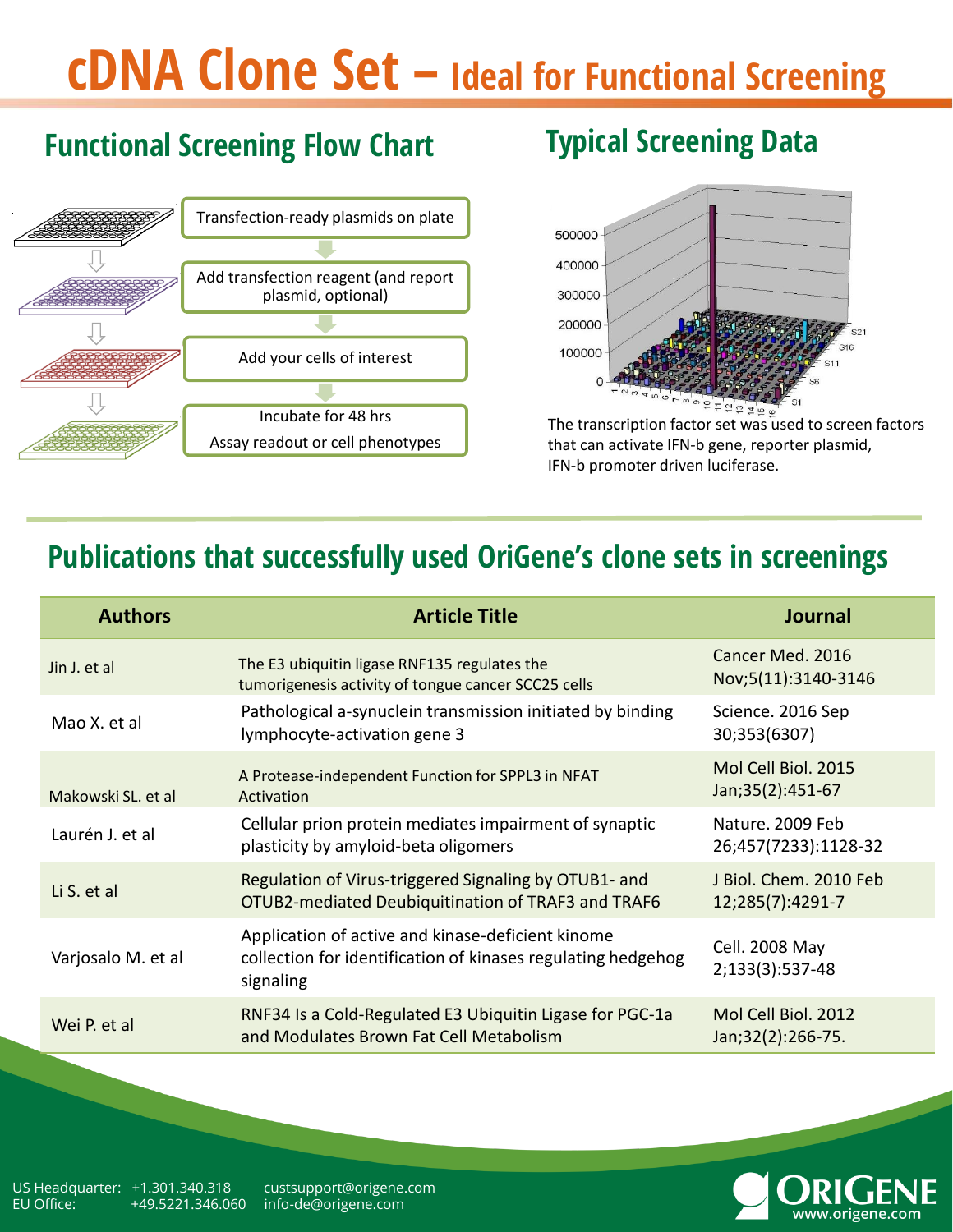# cDNA Clone Set – Ideal for Functional Screening

## Functional Screening Flow Chart

Transfection-ready plasmids on plate

Add transfection reagent (and report plasmid, optional)

Add your cells of interest

Incubate for 48 hrs

Assay readout or cell phenotypes

## Typical Screening Data

500000
400000
300000
200000
100000
0
1 2 3 4 5 6 7 8 9 10 11 12 13 14 15 16
S1 S6 S11 S16 S21

The transcription factor set was used to screen factors that can activate IFN-b gene, reporter plasmid, IFN-b promoter driven luciferase.

## Publications that successfully used OriGene's clone sets in screenings

| Authors | Article Title | Journal |
| --- | --- | --- |
| Jin J. et al | The E3 ubiquitin ligase RNF135 regulates the tumorigenesis activity of tongue cancer SCC25 cells | Cancer Med. 2016 Nov;5(11):3140-3146 |
| Mao X. et al | Pathological a-synuclein transmission initiated by binding lymphocyte-activation gene 3 | Science. 2016 Sep 30;353(6307) |
| Makowski SL. et al | A Protease-independent Function for SPPL3 in NFAT Activation | Mol Cell Biol. 2015 Jan;35(2):451-67 |
| Laurén J. et al | Cellular prion protein mediates impairment of synaptic plasticity by amyloid-beta oligomers | Nature. 2009 Feb 26;457(7233):1128-32 |
| Li S. et al | Regulation of Virus-triggered Signaling by OTUB1- and OTUB2-mediated Deubiquitination of TRAF3 and TRAF6 | J Biol. Chem. 2010 Feb 12;285(7):4291-7 |
| Varjosalo M. et al | Application of active and kinase-deficient kinome collection for identification of kinases regulating hedgehog signaling | Cell. 2008 May 2;133(3):537-48 |
| Wei P. et al | RNF34 Is a Cold-Regulated E3 Ubiquitin Ligase for PGC-1a and Modulates Brown Fat Cell Metabolism | Mol Cell Biol. 2012 Jan;32(2):266-75. |

US Headquarter: +1.301.340.318 custsupport@origene.com
EU Office: +49.5221.346.060 info-de@origene.com

ORIGENE www.origene.com